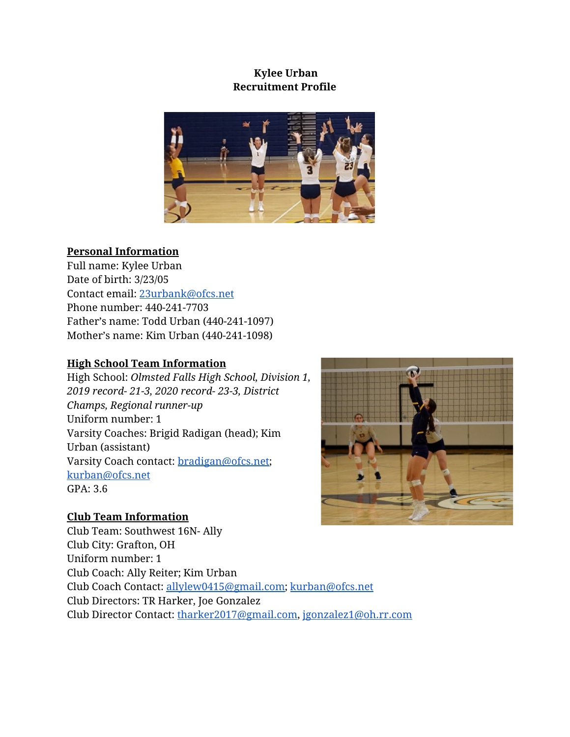**Kylee Urban**
**Recruitment Profile**

**<u>Personal Information</u>**

Full name: Kylee Urban
Date of birth: 3/23/05
Contact email: 23urbank@ofcs.net
Phone number: 440-241-7703
Father's name: Todd Urban (440-241-1097)
Mother's name: Kim Urban (440-241-1098)

**<u>High School Team Information</u>**

High School: *Olmsted Falls High School, Division 1, 2019 record- 21-3, 2020 record- 23-3, District Champs, Regional runner-up*
Uniform number: 1
Varsity Coaches: Brigid Radigan (head); Kim Urban (assistant)
Varsity Coach contact: bradigan@ofcs.net; kurban@ofcs.net
GPA: 3.6

**<u>Club Team Information</u>**

Club Team: Southwest 16N- Ally
Club City: Grafton, OH
Uniform number: 1
Club Coach: Ally Reiter; Kim Urban
Club Coach Contact: allylew0415@gmail.com; kurban@ofcs.net
Club Directors: TR Harker, Joe Gonzalez
Club Director Contact: tharker2017@gmail.com, jgonzalez1@oh.rr.com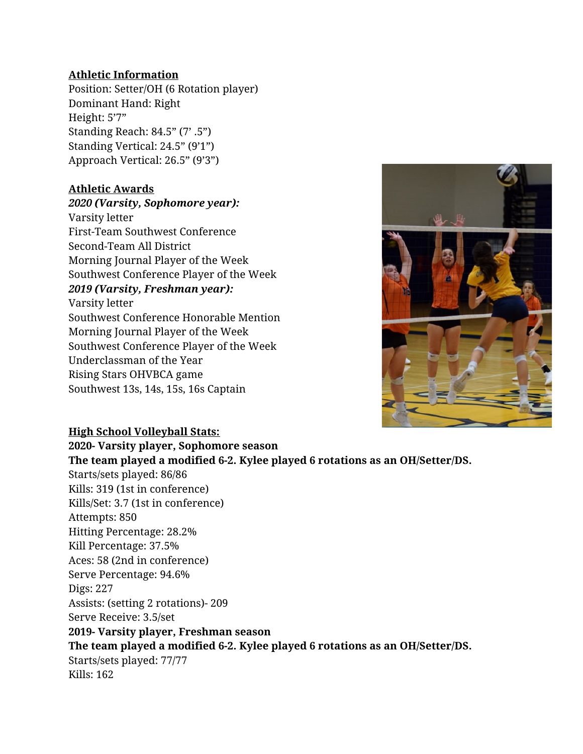**Athletic Information**

Position: Setter/OH (6 Rotation player)
Dominant Hand: Right
Height: 5’7”
Standing Reach: 84.5” (7’ .5”)
Standing Vertical: 24.5” (9’1”)
Approach Vertical: 26.5” (9’3”)

**Athletic Awards**

***2020 (Varsity, Sophomore year):***

Varsity letter
First-Team Southwest Conference
Second-Team All District
Morning Journal Player of the Week
Southwest Conference Player of the Week

***2019 (Varsity, Freshman year):***

Varsity letter
Southwest Conference Honorable Mention
Morning Journal Player of the Week
Southwest Conference Player of the Week
Underclassman of the Year
Rising Stars OHVBCA game
Southwest 13s, 14s, 15s, 16s Captain

**High School Volleyball Stats:**

**2020- Varsity player, Sophomore season**

**The team played a modified 6-2. Kylee played 6 rotations as an OH/Setter/DS.**

Starts/sets played: 86/86
Kills: 319 (1st in conference)
Kills/Set: 3.7 (1st in conference)
Attempts: 850
Hitting Percentage: 28.2%
Kill Percentage: 37.5%
Aces: 58 (2nd in conference)
Serve Percentage: 94.6%
Digs: 227
Assists: (setting 2 rotations)- 209
Serve Receive: 3.5/set

**2019- Varsity player, Freshman season**

**The team played a modified 6-2. Kylee played 6 rotations as an OH/Setter/DS.**

Starts/sets played: 77/77
Kills: 162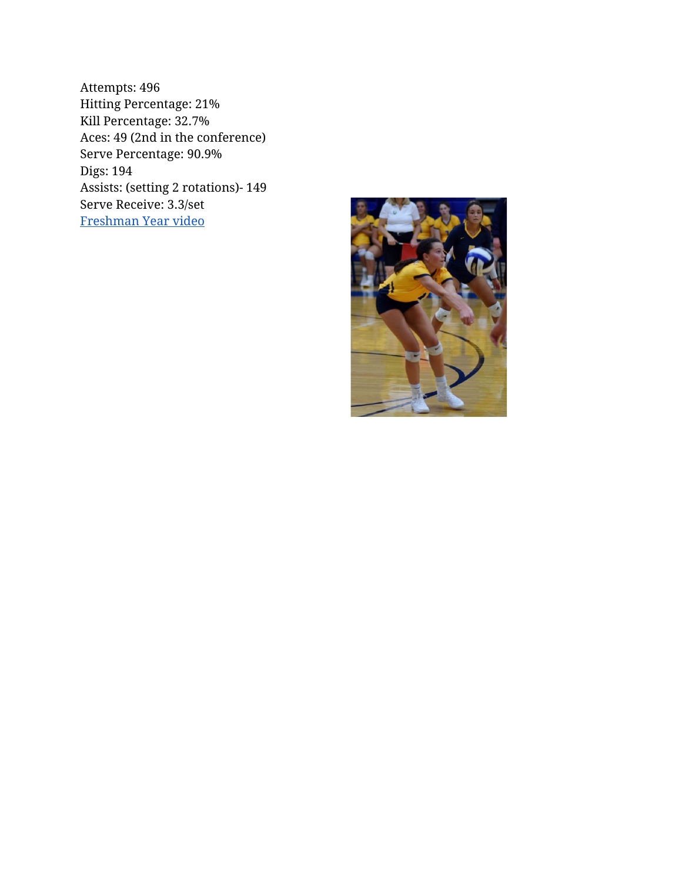Attempts: 496
Hitting Percentage: 21%
Kill Percentage: 32.7%
Aces: 49 (2nd in the conference)
Serve Percentage: 90.9%
Digs: 194
Assists: (setting 2 rotations)- 149
Serve Receive: 3.3/set
[Freshman Year video]